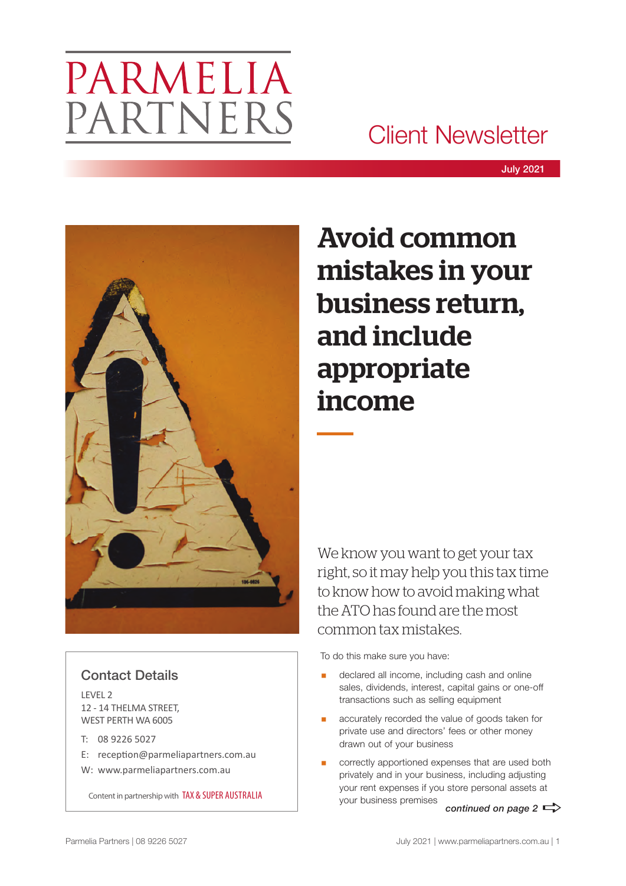# PARMELIA PARTNERS

Client Newsletter

July 2021

# Avoid common mistakes in your business return, and include appropriate income

We know you want to get your tax right, so it may help you this tax time to know how to avoid making what the ATO has found are the most common tax mistakes.

To do this make sure you have:

- declared all income, including cash and online sales, dividends, interest, capital gains or one-off transactions such as selling equipment
- accurately recorded the value of goods taken for private use and directors' fees or other money drawn out of your business
- correctly apportioned expenses that are used both privately and in your business, including adjusting your rent expenses if you store personal assets at your business premises

*continued on page 2*

## Contact Details

LEVEL 2
12 - 14 THELMA STREET,
WEST PERTH WA 6005

T: 08 9226 5027
E: reception@parmeliapartners.com.au
W: www.parmeliapartners.com.au

Content in partnership with TAX & SUPER AUSTRALIA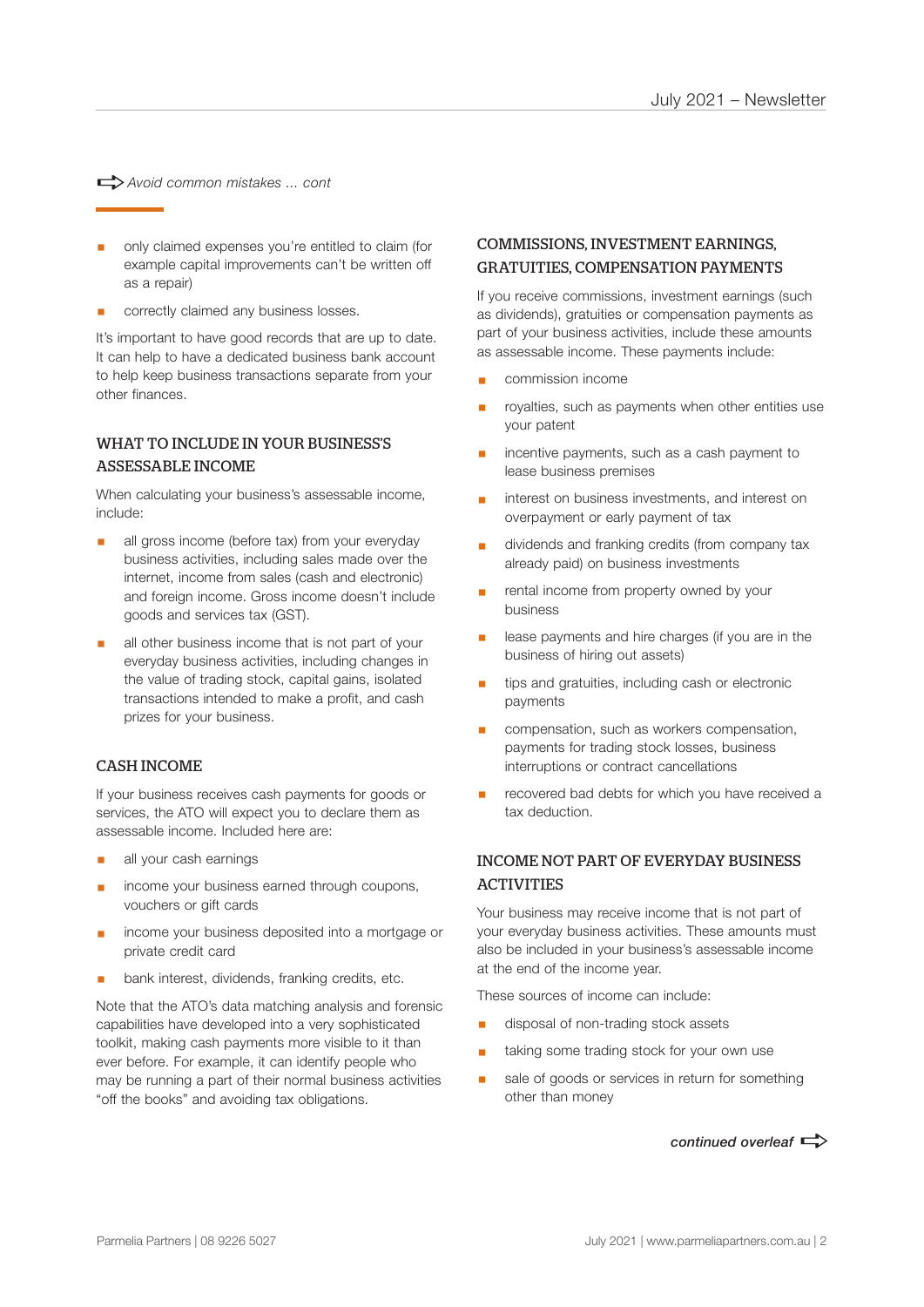*Avoid common mistakes ... cont*

- only claimed expenses you're entitled to claim (for example capital improvements can't be written off as a repair)
- correctly claimed any business losses.

It's important to have good records that are up to date. It can help to have a dedicated business bank account to help keep business transactions separate from your other finances.

## WHAT TO INCLUDE IN YOUR BUSINESS'S ASSESSABLE INCOME

When calculating your business's assessable income, include:

- all gross income (before tax) from your everyday business activities, including sales made over the internet, income from sales (cash and electronic) and foreign income. Gross income doesn't include goods and services tax (GST).
- all other business income that is not part of your everyday business activities, including changes in the value of trading stock, capital gains, isolated transactions intended to make a profit, and cash prizes for your business.

## CASH INCOME

If your business receives cash payments for goods or services, the ATO will expect you to declare them as assessable income. Included here are:

- all your cash earnings
- income your business earned through coupons, vouchers or gift cards
- income your business deposited into a mortgage or private credit card
- bank interest, dividends, franking credits, etc.

Note that the ATO's data matching analysis and forensic capabilities have developed into a very sophisticated toolkit, making cash payments more visible to it than ever before. For example, it can identify people who may be running a part of their normal business activities "off the books" and avoiding tax obligations.

## COMMISSIONS, INVESTMENT EARNINGS, GRATUITIES, COMPENSATION PAYMENTS

If you receive commissions, investment earnings (such as dividends), gratuities or compensation payments as part of your business activities, include these amounts as assessable income. These payments include:

- commission income
- royalties, such as payments when other entities use your patent
- incentive payments, such as a cash payment to lease business premises
- interest on business investments, and interest on overpayment or early payment of tax
- dividends and franking credits (from company tax already paid) on business investments
- rental income from property owned by your business
- lease payments and hire charges (if you are in the business of hiring out assets)
- tips and gratuities, including cash or electronic payments
- compensation, such as workers compensation, payments for trading stock losses, business interruptions or contract cancellations
- recovered bad debts for which you have received a tax deduction.

## INCOME NOT PART OF EVERYDAY BUSINESS ACTIVITIES

Your business may receive income that is not part of your everyday business activities. These amounts must also be included in your business's assessable income at the end of the income year.

These sources of income can include:

- disposal of non-trading stock assets
- taking some trading stock for your own use
- sale of goods or services in return for something other than money

*continued overleaf*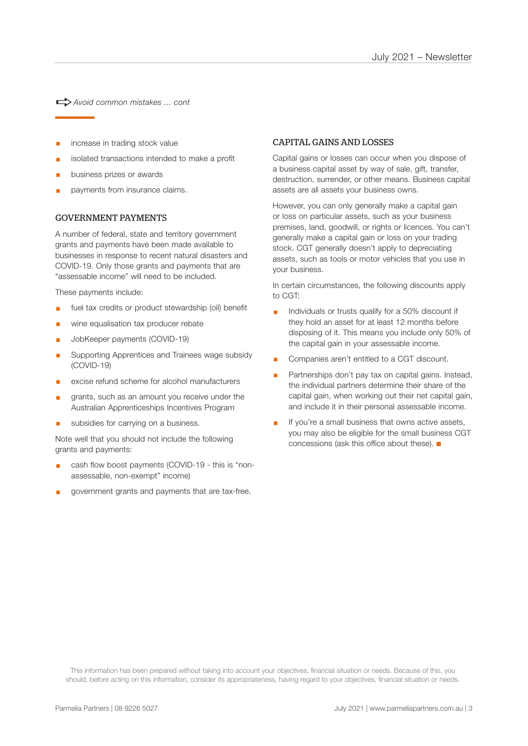*Avoid common mistakes ... cont*

- increase in trading stock value
- isolated transactions intended to make a profit
- business prizes or awards
- payments from insurance claims.

## GOVERNMENT PAYMENTS

A number of federal, state and territory government grants and payments have been made available to businesses in response to recent natural disasters and COVID-19. Only those grants and payments that are "assessable income" will need to be included.

These payments include:

- fuel tax credits or product stewardship (oil) benefit
- wine equalisation tax producer rebate
- JobKeeper payments (COVID-19)
- Supporting Apprentices and Trainees wage subsidy (COVID-19)
- excise refund scheme for alcohol manufacturers
- grants, such as an amount you receive under the Australian Apprenticeships Incentives Program
- subsidies for carrying on a business.

Note well that you should not include the following grants and payments:

- cash flow boost payments (COVID-19 - this is "non-assessable, non-exempt" income)
- government grants and payments that are tax-free.

## CAPITAL GAINS AND LOSSES

Capital gains or losses can occur when you dispose of a business capital asset by way of sale, gift, transfer, destruction, surrender, or other means. Business capital assets are all assets your business owns.

However, you can only generally make a capital gain or loss on particular assets, such as your business premises, land, goodwill, or rights or licences. You can't generally make a capital gain or loss on your trading stock. CGT generally doesn't apply to depreciating assets, such as tools or motor vehicles that you use in your business.

In certain circumstances, the following discounts apply to CGT:

- Individuals or trusts qualify for a 50% discount if they hold an asset for at least 12 months before disposing of it. This means you include only 50% of the capital gain in your assessable income.
- Companies aren't entitled to a CGT discount.
- Partnerships don't pay tax on capital gains. Instead, the individual partners determine their share of the capital gain, when working out their net capital gain, and include it in their personal assessable income.
- If you're a small business that owns active assets, you may also be eligible for the small business CGT concessions (ask this office about these). ■

This information has been prepared without taking into account your objectives, financial situation or needs. Because of this, you should, before acting on this information, consider its appropriateness, having regard to your objectives, financial situation or needs.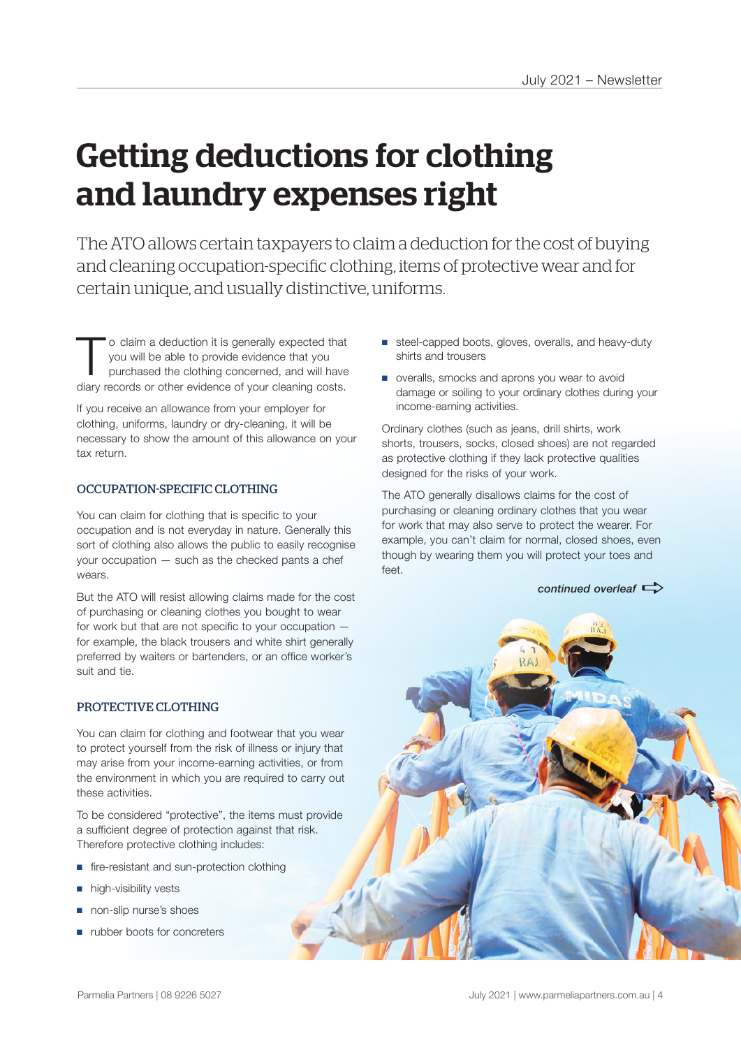# Getting deductions for clothing and laundry expenses right

The ATO allows certain taxpayers to claim a deduction for the cost of buying and cleaning occupation-specific clothing, items of protective wear and for certain unique, and usually distinctive, uniforms.

To claim a deduction it is generally expected that you will be able to provide evidence that you purchased the clothing concerned, and will have diary records or other evidence of your cleaning costs.

If you receive an allowance from your employer for clothing, uniforms, laundry or dry-cleaning, it will be necessary to show the amount of this allowance on your tax return.

## OCCUPATION-SPECIFIC CLOTHING

You can claim for clothing that is specific to your occupation and is not everyday in nature. Generally this sort of clothing also allows the public to easily recognise your occupation — such as the checked pants a chef wears.

But the ATO will resist allowing claims made for the cost of purchasing or cleaning clothes you bought to wear for work but that are not specific to your occupation — for example, the black trousers and white shirt generally preferred by waiters or bartenders, or an office worker's suit and tie.

## PROTECTIVE CLOTHING

You can claim for clothing and footwear that you wear to protect yourself from the risk of illness or injury that may arise from your income-earning activities, or from the environment in which you are required to carry out these activities.

To be considered "protective", the items must provide a sufficient degree of protection against that risk. Therefore protective clothing includes:

- fire-resistant and sun-protection clothing
- high-visibility vests
- non-slip nurse's shoes
- rubber boots for concreters
- steel-capped boots, gloves, overalls, and heavy-duty shirts and trousers
- overalls, smocks and aprons you wear to avoid damage or soiling to your ordinary clothes during your income-earning activities.

Ordinary clothes (such as jeans, drill shirts, work shorts, trousers, socks, closed shoes) are not regarded as protective clothing if they lack protective qualities designed for the risks of your work.

The ATO generally disallows claims for the cost of purchasing or cleaning ordinary clothes that you wear for work that may also serve to protect the wearer. For example, you can't claim for normal, closed shoes, even though by wearing them you will protect your toes and feet.

*continued overleaf*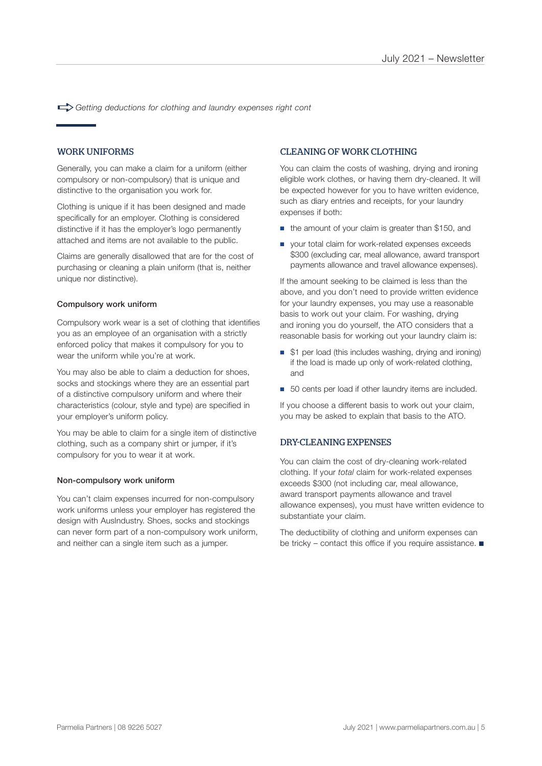*Getting deductions for clothing and laundry expenses right cont*

## WORK UNIFORMS

Generally, you can make a claim for a uniform (either compulsory or non-compulsory) that is unique and distinctive to the organisation you work for.

Clothing is unique if it has been designed and made specifically for an employer. Clothing is considered distinctive if it has the employer's logo permanently attached and items are not available to the public.

Claims are generally disallowed that are for the cost of purchasing or cleaning a plain uniform (that is, neither unique nor distinctive).

### Compulsory work uniform

Compulsory work wear is a set of clothing that identifies you as an employee of an organisation with a strictly enforced policy that makes it compulsory for you to wear the uniform while you're at work.

You may also be able to claim a deduction for shoes, socks and stockings where they are an essential part of a distinctive compulsory uniform and where their characteristics (colour, style and type) are specified in your employer's uniform policy.

You may be able to claim for a single item of distinctive clothing, such as a company shirt or jumper, if it's compulsory for you to wear it at work.

### Non-compulsory work uniform

You can't claim expenses incurred for non-compulsory work uniforms unless your employer has registered the design with AusIndustry. Shoes, socks and stockings can never form part of a non-compulsory work uniform, and neither can a single item such as a jumper.

## CLEANING OF WORK CLOTHING

You can claim the costs of washing, drying and ironing eligible work clothes, or having them dry-cleaned. It will be expected however for you to have written evidence, such as diary entries and receipts, for your laundry expenses if both:

- the amount of your claim is greater than $150, and
- your total claim for work-related expenses exceeds $300 (excluding car, meal allowance, award transport payments allowance and travel allowance expenses).

If the amount seeking to be claimed is less than the above, and you don't need to provide written evidence for your laundry expenses, you may use a reasonable basis to work out your claim. For washing, drying and ironing you do yourself, the ATO considers that a reasonable basis for working out your laundry claim is:

- $1 per load (this includes washing, drying and ironing) if the load is made up only of work-related clothing, and
- 50 cents per load if other laundry items are included.

If you choose a different basis to work out your claim, you may be asked to explain that basis to the ATO.

## DRY-CLEANING EXPENSES

You can claim the cost of dry-cleaning work-related clothing. If your *total* claim for work-related expenses exceeds $300 (not including car, meal allowance, award transport payments allowance and travel allowance expenses), you must have written evidence to substantiate your claim.

The deductibility of clothing and uniform expenses can be tricky – contact this office if you require assistance. ■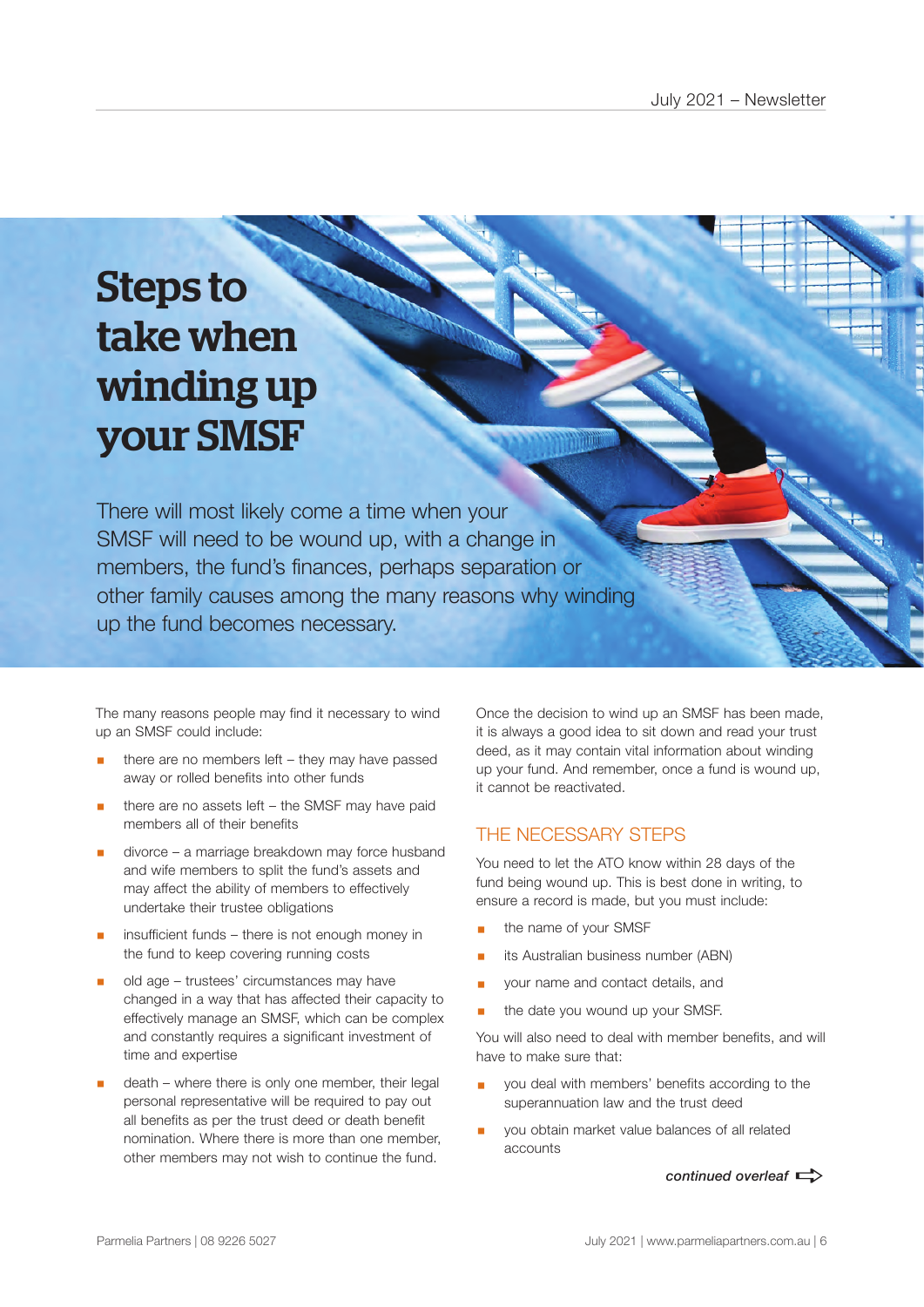# Steps to take when winding up your SMSF

There will most likely come a time when your SMSF will need to be wound up, with a change in members, the fund's finances, perhaps separation or other family causes among the many reasons why winding up the fund becomes necessary.

The many reasons people may find it necessary to wind up an SMSF could include:

- there are no members left – they may have passed away or rolled benefits into other funds
- there are no assets left – the SMSF may have paid members all of their benefits
- divorce – a marriage breakdown may force husband and wife members to split the fund's assets and may affect the ability of members to effectively undertake their trustee obligations
- insufficient funds – there is not enough money in the fund to keep covering running costs
- old age – trustees' circumstances may have changed in a way that has affected their capacity to effectively manage an SMSF, which can be complex and constantly requires a significant investment of time and expertise
- death – where there is only one member, their legal personal representative will be required to pay out all benefits as per the trust deed or death benefit nomination. Where there is more than one member, other members may not wish to continue the fund.

Once the decision to wind up an SMSF has been made, it is always a good idea to sit down and read your trust deed, as it may contain vital information about winding up your fund. And remember, once a fund is wound up, it cannot be reactivated.

## THE NECESSARY STEPS

You need to let the ATO know within 28 days of the fund being wound up. This is best done in writing, to ensure a record is made, but you must include:

- the name of your SMSF
- its Australian business number (ABN)
- your name and contact details, and
- the date you wound up your SMSF.

You will also need to deal with member benefits, and will have to make sure that:

- you deal with members' benefits according to the superannuation law and the trust deed
- you obtain market value balances of all related accounts

*continued overleaf*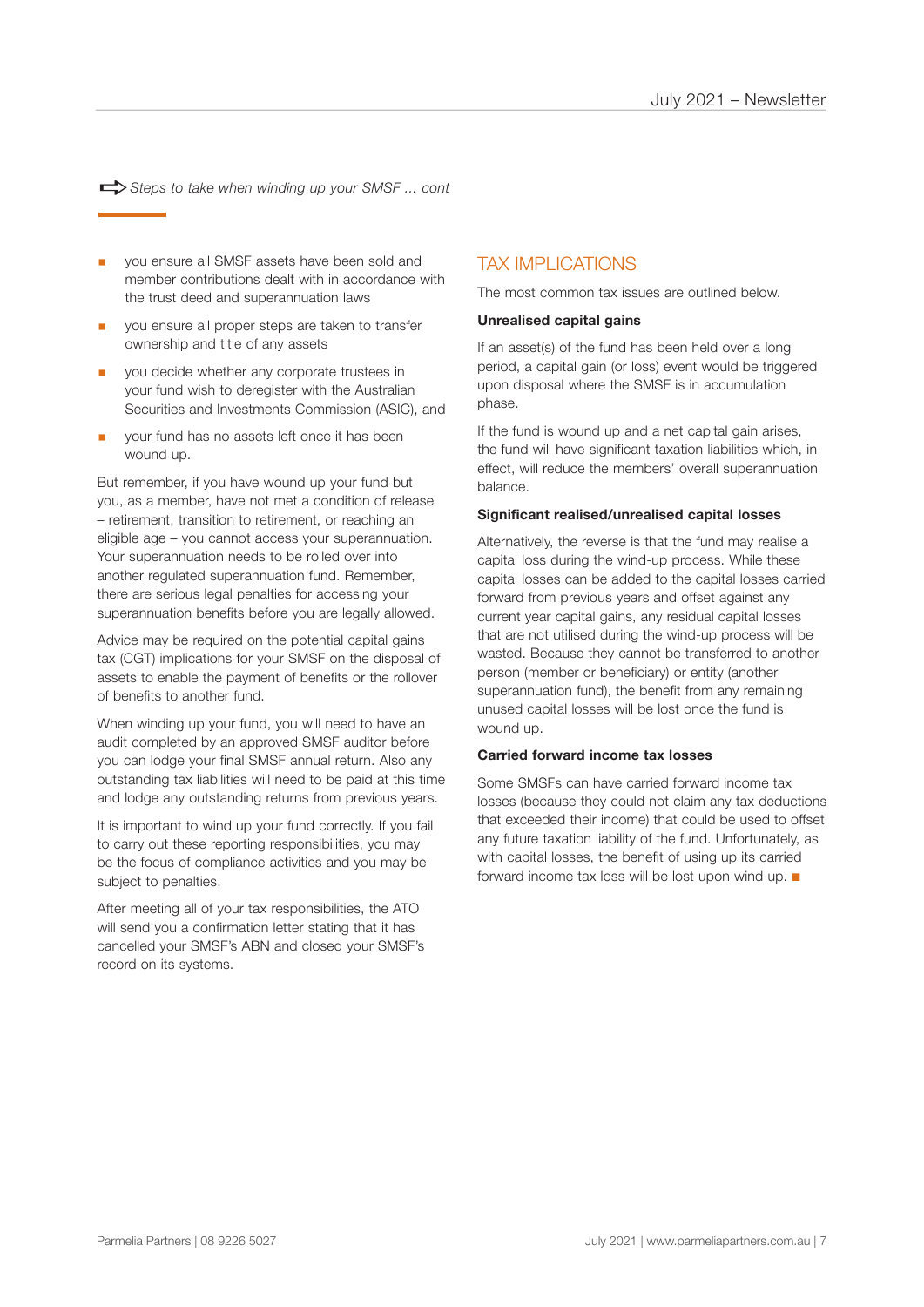*Steps to take when winding up your SMSF ... cont*

- you ensure all SMSF assets have been sold and member contributions dealt with in accordance with the trust deed and superannuation laws
- you ensure all proper steps are taken to transfer ownership and title of any assets
- you decide whether any corporate trustees in your fund wish to deregister with the Australian Securities and Investments Commission (ASIC), and
- your fund has no assets left once it has been wound up.

But remember, if you have wound up your fund but you, as a member, have not met a condition of release – retirement, transition to retirement, or reaching an eligible age – you cannot access your superannuation. Your superannuation needs to be rolled over into another regulated superannuation fund. Remember, there are serious legal penalties for accessing your superannuation benefits before you are legally allowed.

Advice may be required on the potential capital gains tax (CGT) implications for your SMSF on the disposal of assets to enable the payment of benefits or the rollover of benefits to another fund.

When winding up your fund, you will need to have an audit completed by an approved SMSF auditor before you can lodge your final SMSF annual return. Also any outstanding tax liabilities will need to be paid at this time and lodge any outstanding returns from previous years.

It is important to wind up your fund correctly. If you fail to carry out these reporting responsibilities, you may be the focus of compliance activities and you may be subject to penalties.

After meeting all of your tax responsibilities, the ATO will send you a confirmation letter stating that it has cancelled your SMSF's ABN and closed your SMSF's record on its systems.

## TAX IMPLICATIONS

The most common tax issues are outlined below.

### Unrealised capital gains

If an asset(s) of the fund has been held over a long period, a capital gain (or loss) event would be triggered upon disposal where the SMSF is in accumulation phase.

If the fund is wound up and a net capital gain arises, the fund will have significant taxation liabilities which, in effect, will reduce the members' overall superannuation balance.

### Significant realised/unrealised capital losses

Alternatively, the reverse is that the fund may realise a capital loss during the wind-up process. While these capital losses can be added to the capital losses carried forward from previous years and offset against any current year capital gains, any residual capital losses that are not utilised during the wind-up process will be wasted. Because they cannot be transferred to another person (member or beneficiary) or entity (another superannuation fund), the benefit from any remaining unused capital losses will be lost once the fund is wound up.

### Carried forward income tax losses

Some SMSFs can have carried forward income tax losses (because they could not claim any tax deductions that exceeded their income) that could be used to offset any future taxation liability of the fund. Unfortunately, as with capital losses, the benefit of using up its carried forward income tax loss will be lost upon wind up. ■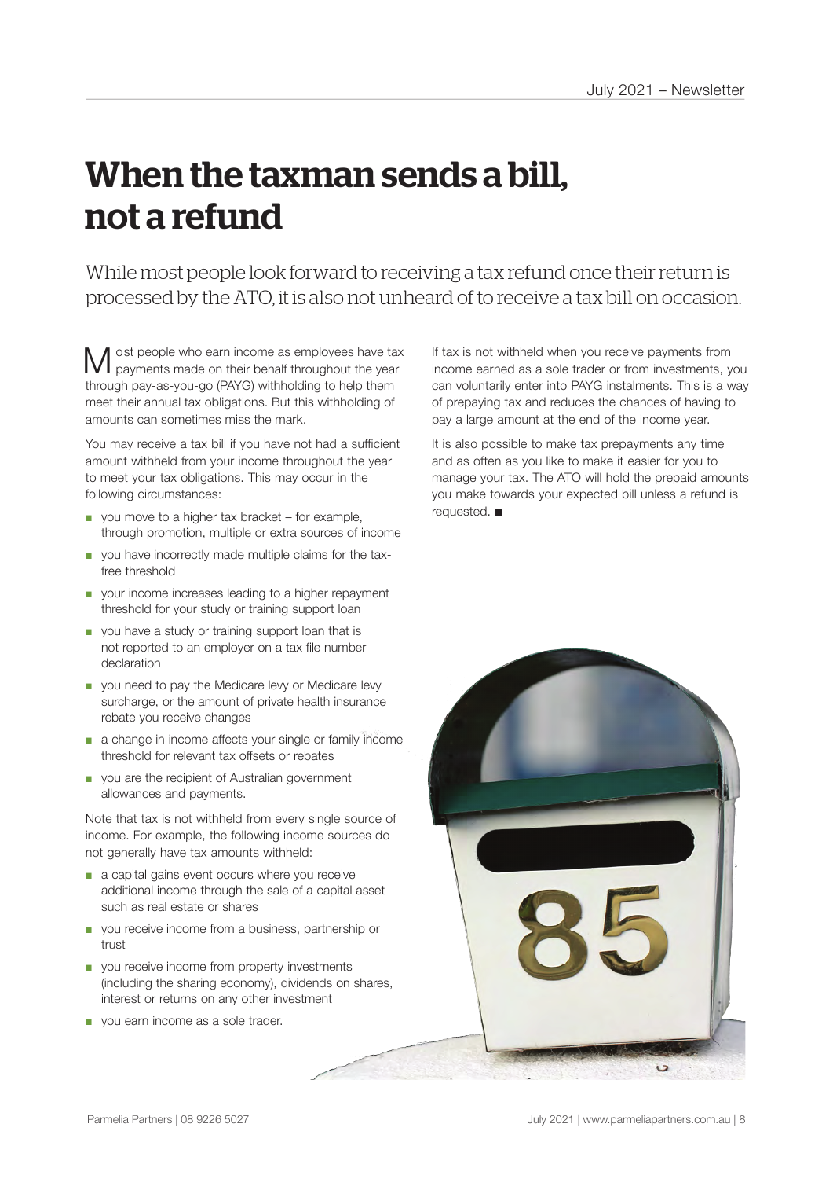# When the taxman sends a bill, not a refund

While most people look forward to receiving a tax refund once their return is processed by the ATO, it is also not unheard of to receive a tax bill on occasion.

Most people who earn income as employees have tax payments made on their behalf throughout the year through pay-as-you-go (PAYG) withholding to help them meet their annual tax obligations. But this withholding of amounts can sometimes miss the mark.

You may receive a tax bill if you have not had a sufficient amount withheld from your income throughout the year to meet your tax obligations. This may occur in the following circumstances:

- you move to a higher tax bracket – for example, through promotion, multiple or extra sources of income
- you have incorrectly made multiple claims for the tax-free threshold
- your income increases leading to a higher repayment threshold for your study or training support loan
- you have a study or training support loan that is not reported to an employer on a tax file number declaration
- you need to pay the Medicare levy or Medicare levy surcharge, or the amount of private health insurance rebate you receive changes
- a change in income affects your single or family income threshold for relevant tax offsets or rebates
- you are the recipient of Australian government allowances and payments.

Note that tax is not withheld from every single source of income. For example, the following income sources do not generally have tax amounts withheld:

- a capital gains event occurs where you receive additional income through the sale of a capital asset such as real estate or shares
- you receive income from a business, partnership or trust
- you receive income from property investments (including the sharing economy), dividends on shares, interest or returns on any other investment
- you earn income as a sole trader.

If tax is not withheld when you receive payments from income earned as a sole trader or from investments, you can voluntarily enter into PAYG instalments. This is a way of prepaying tax and reduces the chances of having to pay a large amount at the end of the income year.

It is also possible to make tax prepayments any time and as often as you like to make it easier for you to manage your tax. The ATO will hold the prepaid amounts you make towards your expected bill unless a refund is requested. ■